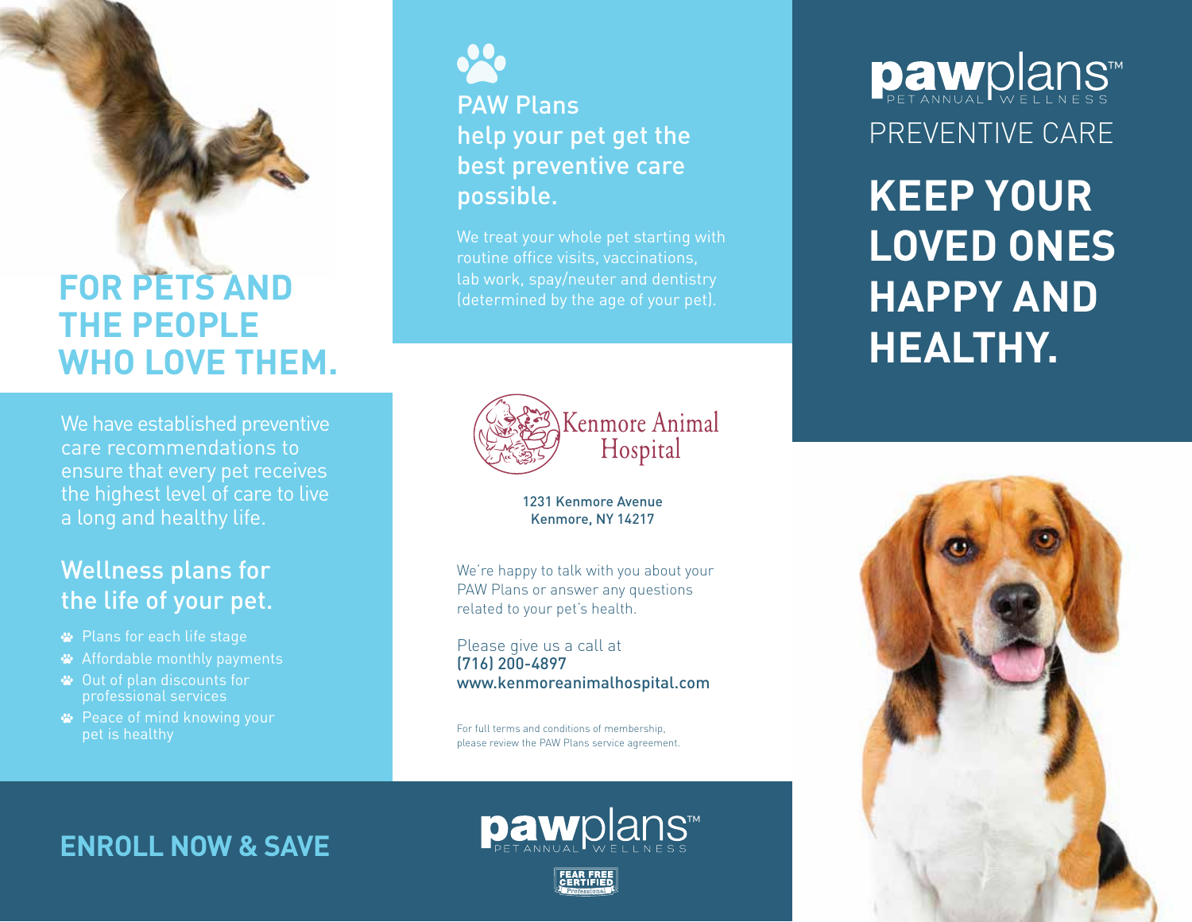# FOR PETS AND THE PEOPLE WHO LOVE THEM.

We have established preventive care recommendations to ensure that every pet receives the highest level of care to live a long and healthy life.

## Wellness plans for the life of your pet.

- Plans for each life stage
- Affordable monthly payments
- Out of plan discounts for professional services
- Peace of mind knowing your pet is healthy

## ENROLL NOW & SAVE

## PAW Plans help your pet get the best preventive care possible.

We treat your whole pet starting with routine office visits, vaccinations, lab work, spay/neuter and dentistry (determined by the age of your pet).

Kenmore Animal Hospital

1231 Kenmore Avenue
Kenmore, NY 14217

We're happy to talk with you about your PAW Plans or answer any questions related to your pet's health.

Please give us a call at
(716) 200-4897
www.kenmoreanimalhospital.com

For full terms and conditions of membership, please review the PAW Plans service agreement.

pawplans™ PET ANNUAL WELLNESS

FEAR FREE CERTIFIED Professional

pawplans™ PET ANNUAL WELLNESS

PREVENTIVE CARE

# KEEP YOUR LOVED ONES HAPPY AND HEALTHY.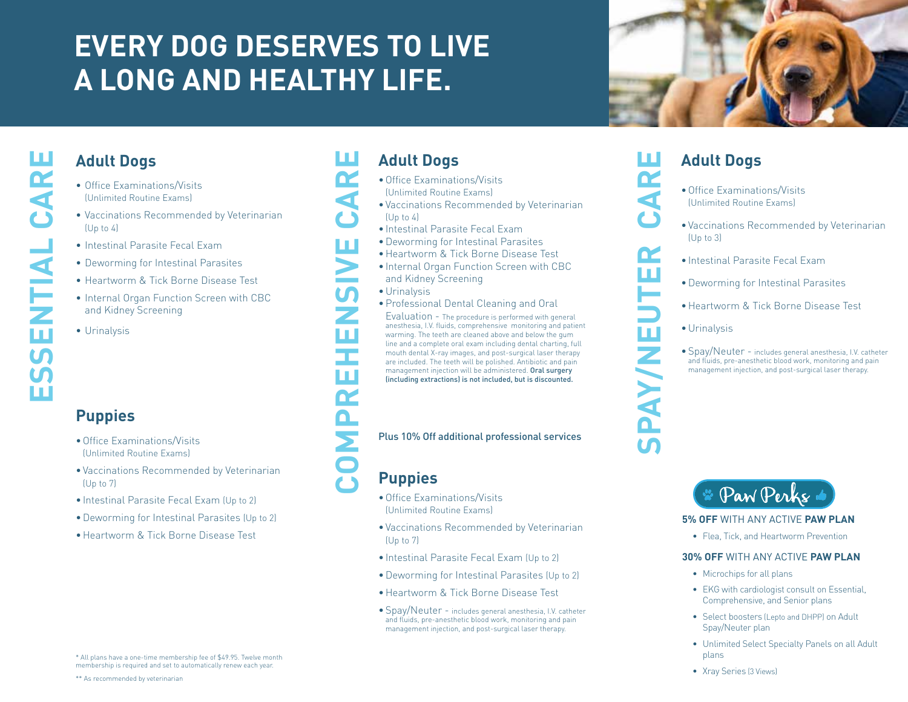# EVERY DOG DESERVES TO LIVE A LONG AND HEALTHY LIFE.

## ESSENTIAL CARE

### Adult Dogs

- Office Examinations/Visits (Unlimited Routine Exams)
- Vaccinations Recommended by Veterinarian (Up to 4)
- Intestinal Parasite Fecal Exam
- Deworming for Intestinal Parasites
- Heartworm & Tick Borne Disease Test
- Internal Organ Function Screen with CBC and Kidney Screening
- Urinalysis

### Puppies

- Office Examinations/Visits (Unlimited Routine Exams)
- Vaccinations Recommended by Veterinarian (Up to 7)
- Intestinal Parasite Fecal Exam (Up to 2)
- Deworming for Intestinal Parasites (Up to 2)
- Heartworm & Tick Borne Disease Test

## COMPREHENSIVE CARE

### Adult Dogs

- Office Examinations/Visits (Unlimited Routine Exams)
- Vaccinations Recommended by Veterinarian (Up to 4)
- Intestinal Parasite Fecal Exam
- Deworming for Intestinal Parasites
- Heartworm & Tick Borne Disease Test
- Internal Organ Function Screen with CBC and Kidney Screening
- Urinalysis
- Professional Dental Cleaning and Oral Evaluation - The procedure is performed with general anesthesia, I.V. fluids, comprehensive monitoring and patient warming. The teeth are cleaned above and below the gum line and a complete oral exam including dental charting, full mouth dental X-ray images, and post-surgical laser therapy are included. The teeth will be polished. Antibiotic and pain management injection will be administered. **Oral surgery (including extractions) is not included, but is discounted.**

Plus 10% Off additional professional services

### Puppies

- Office Examinations/Visits (Unlimited Routine Exams)
- Vaccinations Recommended by Veterinarian (Up to 7)
- Intestinal Parasite Fecal Exam (Up to 2)
- Deworming for Intestinal Parasites (Up to 2)
- Heartworm & Tick Borne Disease Test
- Spay/Neuter - includes general anesthesia, I.V. catheter and fluids, pre-anesthetic blood work, monitoring and pain management injection, and post-surgical laser therapy.

## SPAY/NEUTER CARE

### Adult Dogs

- Office Examinations/Visits (Unlimited Routine Exams)
- Vaccinations Recommended by Veterinarian (Up to 3)
- Intestinal Parasite Fecal Exam
- Deworming for Intestinal Parasites
- Heartworm & Tick Borne Disease Test
- Urinalysis
- Spay/Neuter - includes general anesthesia, I.V. catheter and fluids, pre-anesthetic blood work, monitoring and pain management injection, and post-surgical laser therapy.

## Paw Perks

**5% OFF** WITH ANY ACTIVE **PAW PLAN**

- Flea, Tick, and Heartworm Prevention

**30% OFF** WITH ANY ACTIVE **PAW PLAN**

- Microchips for all plans
- EKG with cardiologist consult on Essential, Comprehensive, and Senior plans
- Select boosters (Lepto and DHPP) on Adult Spay/Neuter plan
- Unlimited Select Specialty Panels on all Adult plans
- Xray Series (3 Views)

\* All plans have a one-time membership fee of $49.95. Twelve month membership is required and set to automatically renew each year.

\** As recommended by veterinarian